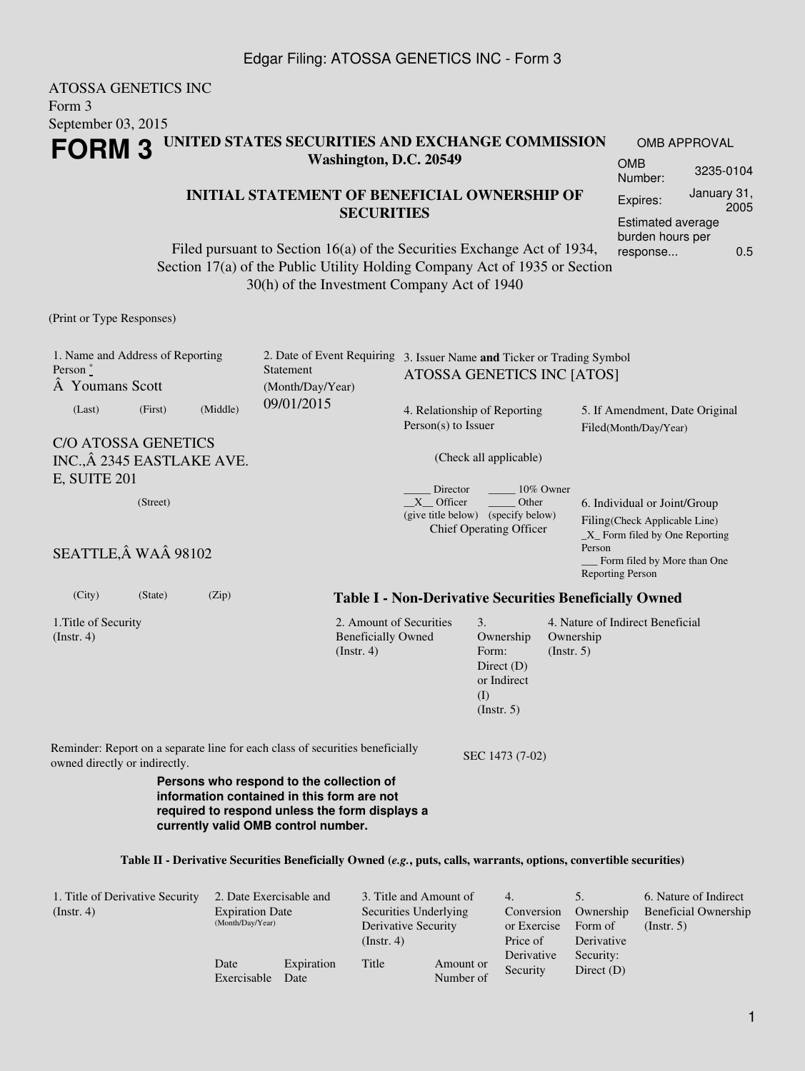ATOSSA GENETICS INC
Form 3
September 03, 2015

# FORM 3

**UNITED STATES SECURITIES AND EXCHANGE COMMISSION**
**Washington, D.C. 20549**

**INITIAL STATEMENT OF BENEFICIAL OWNERSHIP OF SECURITIES**

Filed pursuant to Section 16(a) of the Securities Exchange Act of 1934, Section 17(a) of the Public Utility Holding Company Act of 1935 or Section 30(h) of the Investment Company Act of 1940

| OMB APPROVAL | |
|---|---|
| OMB Number: | 3235-0104 |
| Expires: | January 31, 2005 |
| Estimated average burden hours per response... | 0.5 |

(Print or Type Responses)

1. Name and Address of Reporting Person *
Â Youmans Scott
(Last) (First) (Middle)

C/O ATOSSA GENETICS INC.,Â 2345 EASTLAKE AVE. E, SUITE 201
(Street)

SEATTLE,Â WAÂ 98102
(City) (State) (Zip)

2. Date of Event Requiring Statement (Month/Day/Year)
09/01/2015

3. Issuer Name **and** Ticker or Trading Symbol
ATOSSA GENETICS INC [ATOS]

4. Relationship of Reporting Person(s) to Issuer
(Check all applicable)
_____ Director _____ 10% Owner
__X__ Officer (give title below) _____ Other (specify below)
Chief Operating Officer

5. If Amendment, Date Original Filed(Month/Day/Year)

6. Individual or Joint/Group Filing(Check Applicable Line)
_X_ Form filed by One Reporting Person
___ Form filed by More than One Reporting Person

**Table I - Non-Derivative Securities Beneficially Owned**

| 1.Title of Security (Instr. 4) | 2. Amount of Securities Beneficially Owned (Instr. 4) | 3. Ownership Form: Direct (D) or Indirect (I) (Instr. 5) | 4. Nature of Indirect Beneficial Ownership (Instr. 5) |
|---|---|---|---|

Reminder: Report on a separate line for each class of securities beneficially owned directly or indirectly.

SEC 1473 (7-02)

**Persons who respond to the collection of information contained in this form are not required to respond unless the form displays a currently valid OMB control number.**

**Table II - Derivative Securities Beneficially Owned (*e.g.*, puts, calls, warrants, options, convertible securities)**

| 1. Title of Derivative Security (Instr. 4) | 2. Date Exercisable and Expiration Date (Month/Day/Year) | | 3. Title and Amount of Securities Underlying Derivative Security (Instr. 4) | | 4. Conversion or Exercise Price of Derivative Security | 5. Ownership Form of Derivative Security: Direct (D) | 6. Nature of Indirect Beneficial Ownership (Instr. 5) |
|---|---|---|---|---|---|---|---|
| | Date Exercisable | Expiration Date | Title | Amount or Number of | | | |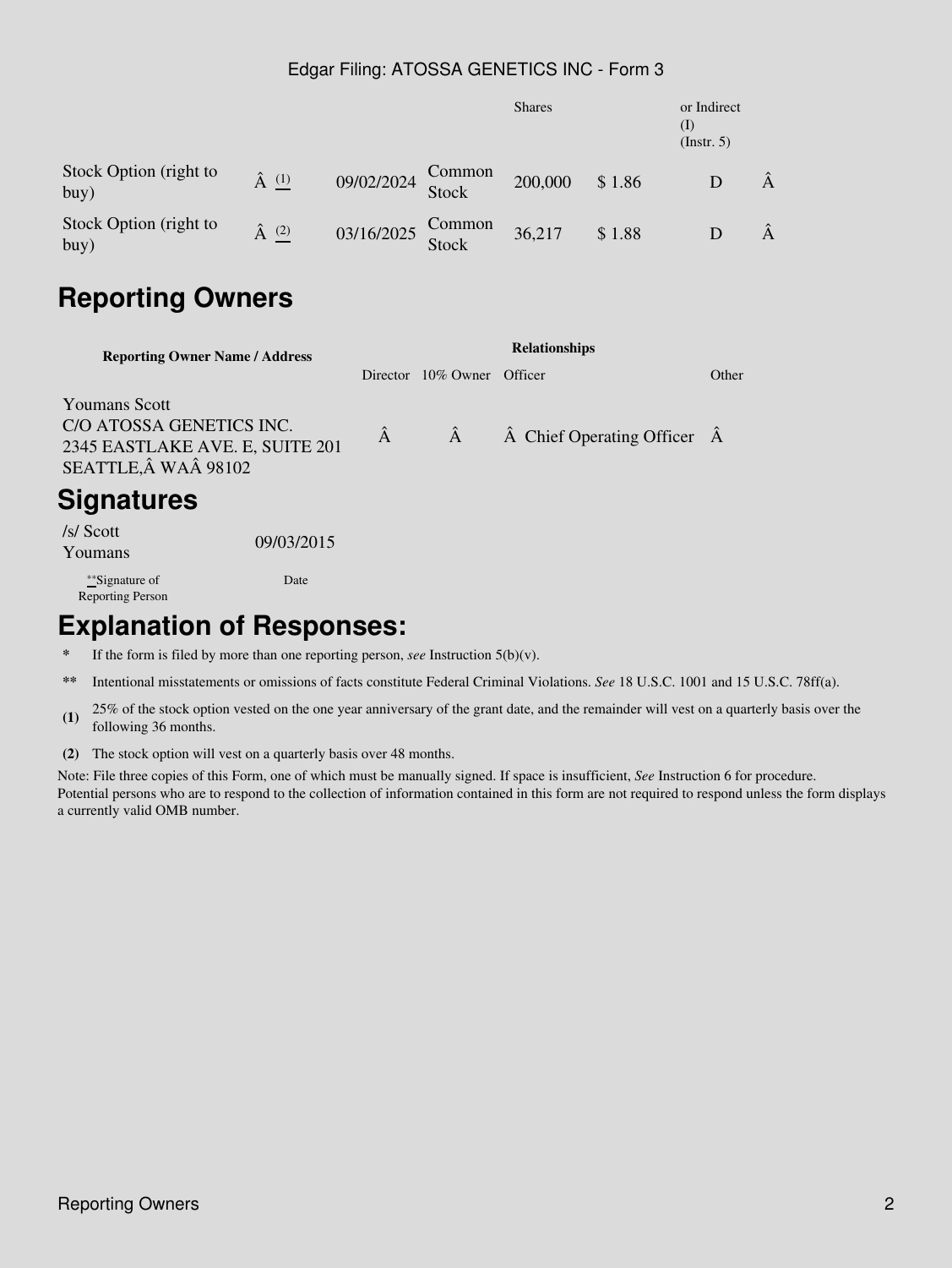| | | | | Shares | | or Indirect (I) (Instr. 5) | |
|---|---|---|---|---|---|---|---|
| Stock Option (right to buy) | Â [(1)](#) | 09/02/2024 | Common Stock | 200,000 | $ 1.86 | D | Â |
| Stock Option (right to buy) | Â [(2)](#) | 03/16/2025 | Common Stock | 36,217 | $ 1.88 | D | Â |

# Reporting Owners

| Reporting Owner Name / Address | Relationships | | | |
|---|---|---|---|---|
| | Director | 10% Owner | Officer | Other |
| Youmans Scott<br>C/O ATOSSA GENETICS INC.<br>2345 EASTLAKE AVE. E, SUITE 201<br>SEATTLE,Â WAÂ 98102 | Â | Â | Â Chief Operating Officer | Â |

# Signatures

| | |
|---|---|
| /s/ Scott Youmans | 09/03/2015 |
| **Signature of Reporting Person | Date |

# Explanation of Responses:

* If the form is filed by more than one reporting person, *see* Instruction 5(b)(v).

** Intentional misstatements or omissions of facts constitute Federal Criminal Violations. *See* 18 U.S.C. 1001 and 15 U.S.C. 78ff(a).

**(1)** 25% of the stock option vested on the one year anniversary of the grant date, and the remainder will vest on a quarterly basis over the following 36 months.

**(2)** The stock option will vest on a quarterly basis over 48 months.

Note: File three copies of this Form, one of which must be manually signed. If space is insufficient, *See* Instruction 6 for procedure.
Potential persons who are to respond to the collection of information contained in this form are not required to respond unless the form displays a currently valid OMB number.